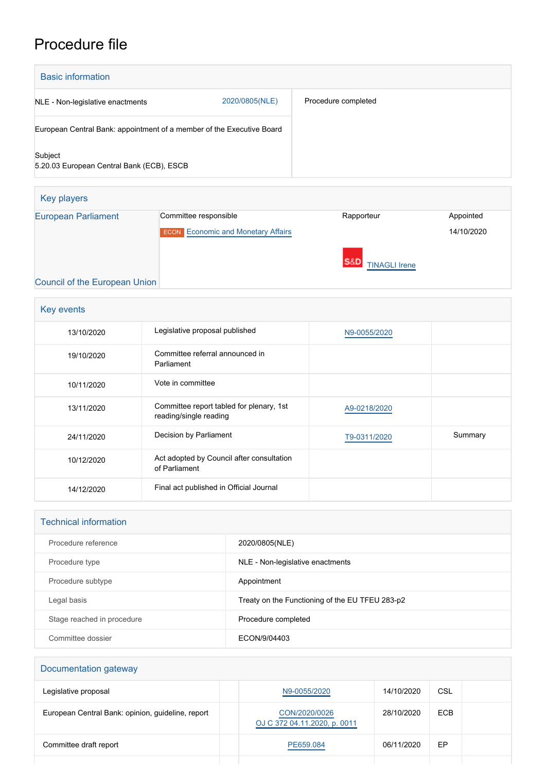# Procedure file

## Basic information

| | |
|---|---|
| NLE - Non-legislative enactments 2020/0805(NLE) | Procedure completed |
| European Central Bank: appointment of a member of the Executive Board | |
| Subject<br>5.20.03 European Central Bank (ECB), ESCB | |

## Key players

| | Committee responsible | Rapporteur | Appointed |
|---|---|---|---|
| European Parliament | ECON Economic and Monetary Affairs | S&D TINAGLI Irene | 14/10/2020 |
| Council of the European Union | | | |

## Key events

| | | | |
|---|---|---|---|
| 13/10/2020 | Legislative proposal published | N9-0055/2020 | |
| 19/10/2020 | Committee referral announced in Parliament | | |
| 10/11/2020 | Vote in committee | | |
| 13/11/2020 | Committee report tabled for plenary, 1st reading/single reading | A9-0218/2020 | |
| 24/11/2020 | Decision by Parliament | T9-0311/2020 | Summary |
| 10/12/2020 | Act adopted by Council after consultation of Parliament | | |
| 14/12/2020 | Final act published in Official Journal | | |

## Technical information

| | |
|---|---|
| Procedure reference | 2020/0805(NLE) |
| Procedure type | NLE - Non-legislative enactments |
| Procedure subtype | Appointment |
| Legal basis | Treaty on the Functioning of the EU TFEU 283-p2 |
| Stage reached in procedure | Procedure completed |
| Committee dossier | ECON/9/04403 |

## Documentation gateway

| | | | | | |
|---|---|---|---|---|---|
| Legislative proposal | | N9-0055/2020 | 14/10/2020 | CSL | |
| European Central Bank: opinion, guideline, report | | CON/2020/0026<br>OJ C 372 04.11.2020, p. 0011 | 28/10/2020 | ECB | |
| Committee draft report | | PE659.084 | 06/11/2020 | EP | |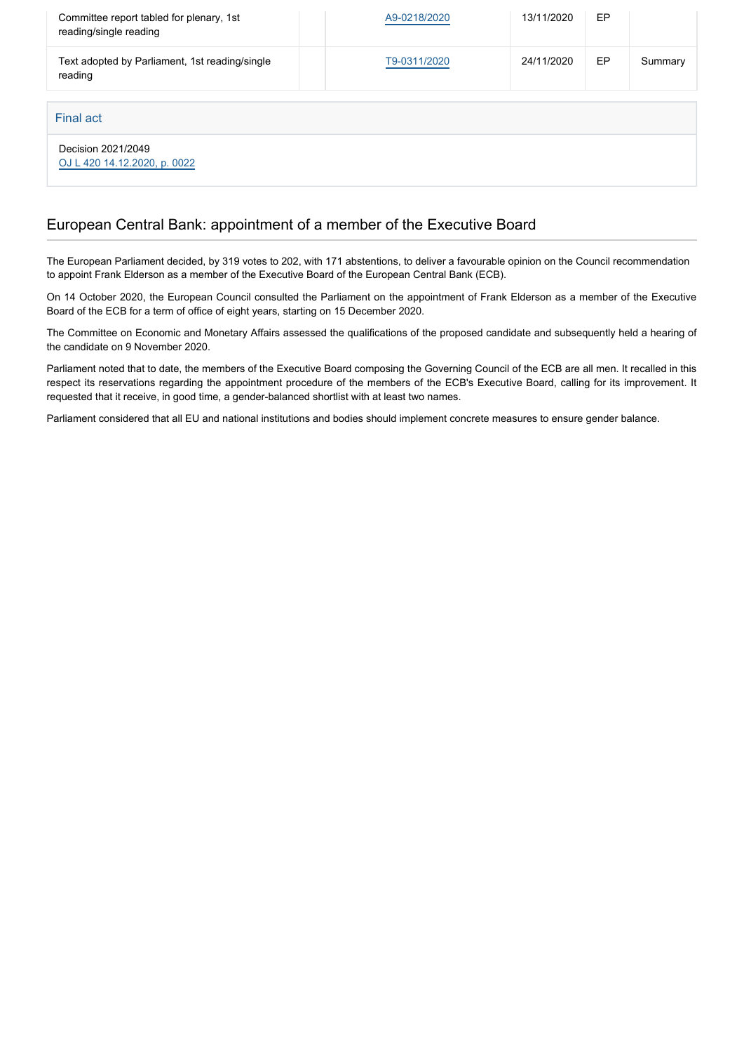| | | | | | |
|---|---|---|---|---|---|
| Committee report tabled for plenary, 1st reading/single reading | | A9-0218/2020 | 13/11/2020 | EP | |
| Text adopted by Parliament, 1st reading/single reading | | T9-0311/2020 | 24/11/2020 | EP | Summary |

### Final act

Decision 2021/2049
OJ L 420 14.12.2020, p. 0022

## European Central Bank: appointment of a member of the Executive Board

The European Parliament decided, by 319 votes to 202, with 171 abstentions, to deliver a favourable opinion on the Council recommendation to appoint Frank Elderson as a member of the Executive Board of the European Central Bank (ECB).

On 14 October 2020, the European Council consulted the Parliament on the appointment of Frank Elderson as a member of the Executive Board of the ECB for a term of office of eight years, starting on 15 December 2020.

The Committee on Economic and Monetary Affairs assessed the qualifications of the proposed candidate and subsequently held a hearing of the candidate on 9 November 2020.

Parliament noted that to date, the members of the Executive Board composing the Governing Council of the ECB are all men. It recalled in this respect its reservations regarding the appointment procedure of the members of the ECB's Executive Board, calling for its improvement. It requested that it receive, in good time, a gender-balanced shortlist with at least two names.

Parliament considered that all EU and national institutions and bodies should implement concrete measures to ensure gender balance.